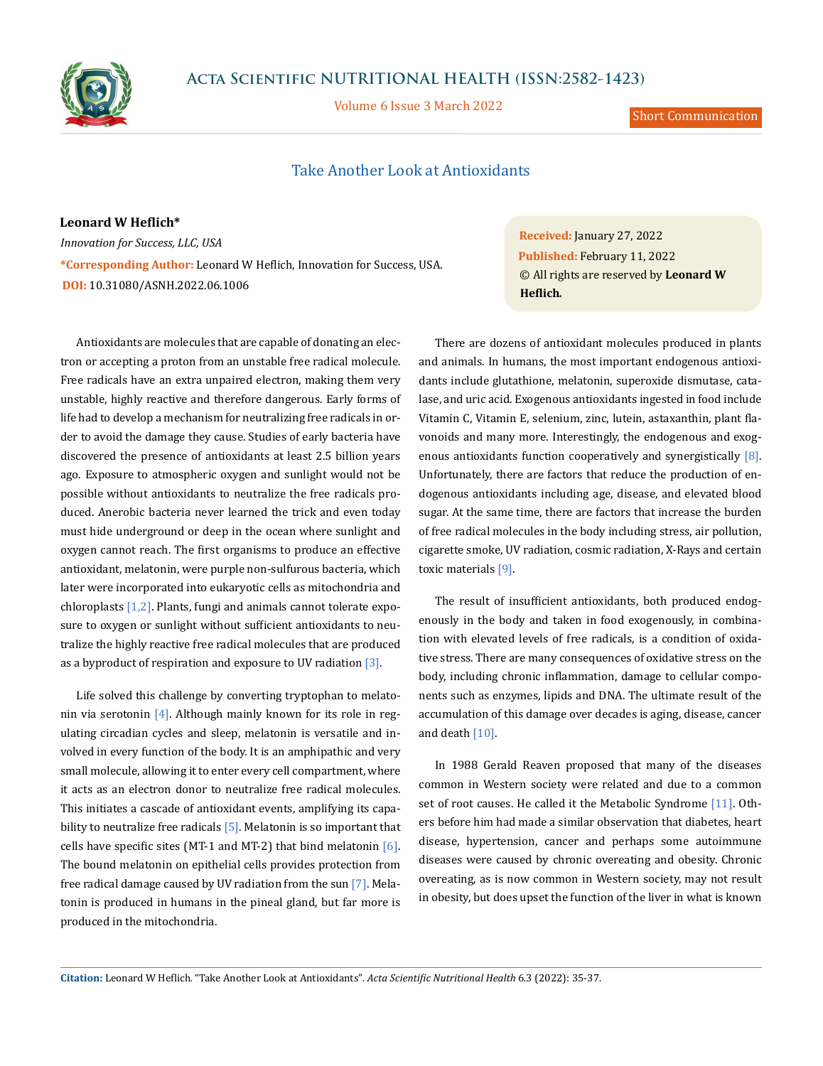Short Communication

# Take Another Look at Antioxidants

**Leonard W Heflich***

*Innovation for Success, LLC, USA*

***Corresponding Author:** Leonard W Heflich, Innovation for Success, USA.

**DOI:** 10.31080/ASNH.2022.06.1006

**Received:** January 27, 2022

**Published:** February 11, 2022

© All rights are reserved by **Leonard W Heflich.**

Antioxidants are molecules that are capable of donating an electron or accepting a proton from an unstable free radical molecule. Free radicals have an extra unpaired electron, making them very unstable, highly reactive and therefore dangerous. Early forms of life had to develop a mechanism for neutralizing free radicals in order to avoid the damage they cause. Studies of early bacteria have discovered the presence of antioxidants at least 2.5 billion years ago. Exposure to atmospheric oxygen and sunlight would not be possible without antioxidants to neutralize the free radicals produced. Anerobic bacteria never learned the trick and even today must hide underground or deep in the ocean where sunlight and oxygen cannot reach. The first organisms to produce an effective antioxidant, melatonin, were purple non-sulfurous bacteria, which later were incorporated into eukaryotic cells as mitochondria and chloroplasts [1,2]. Plants, fungi and animals cannot tolerate exposure to oxygen or sunlight without sufficient antioxidants to neutralize the highly reactive free radical molecules that are produced as a byproduct of respiration and exposure to UV radiation [3].

Life solved this challenge by converting tryptophan to melatonin via serotonin [4]. Although mainly known for its role in regulating circadian cycles and sleep, melatonin is versatile and involved in every function of the body. It is an amphipathic and very small molecule, allowing it to enter every cell compartment, where it acts as an electron donor to neutralize free radical molecules. This initiates a cascade of antioxidant events, amplifying its capability to neutralize free radicals [5]. Melatonin is so important that cells have specific sites (MT-1 and MT-2) that bind melatonin [6]. The bound melatonin on epithelial cells provides protection from free radical damage caused by UV radiation from the sun [7]. Melatonin is produced in humans in the pineal gland, but far more is produced in the mitochondria.

There are dozens of antioxidant molecules produced in plants and animals. In humans, the most important endogenous antioxidants include glutathione, melatonin, superoxide dismutase, catalase, and uric acid. Exogenous antioxidants ingested in food include Vitamin C, Vitamin E, selenium, zinc, lutein, astaxanthin, plant flavonoids and many more. Interestingly, the endogenous and exogenous antioxidants function cooperatively and synergistically [8]. Unfortunately, there are factors that reduce the production of endogenous antioxidants including age, disease, and elevated blood sugar. At the same time, there are factors that increase the burden of free radical molecules in the body including stress, air pollution, cigarette smoke, UV radiation, cosmic radiation, X-Rays and certain toxic materials [9].

The result of insufficient antioxidants, both produced endogenously in the body and taken in food exogenously, in combination with elevated levels of free radicals, is a condition of oxidative stress. There are many consequences of oxidative stress on the body, including chronic inflammation, damage to cellular components such as enzymes, lipids and DNA. The ultimate result of the accumulation of this damage over decades is aging, disease, cancer and death [10].

In 1988 Gerald Reaven proposed that many of the diseases common in Western society were related and due to a common set of root causes. He called it the Metabolic Syndrome [11]. Others before him had made a similar observation that diabetes, heart disease, hypertension, cancer and perhaps some autoimmune diseases were caused by chronic overeating and obesity. Chronic overeating, as is now common in Western society, may not result in obesity, but does upset the function of the liver in what is known

**Citation:** Leonard W Heflich. "Take Another Look at Antioxidants". *Acta Scientific Nutritional Health* 6.3 (2022): 35-37.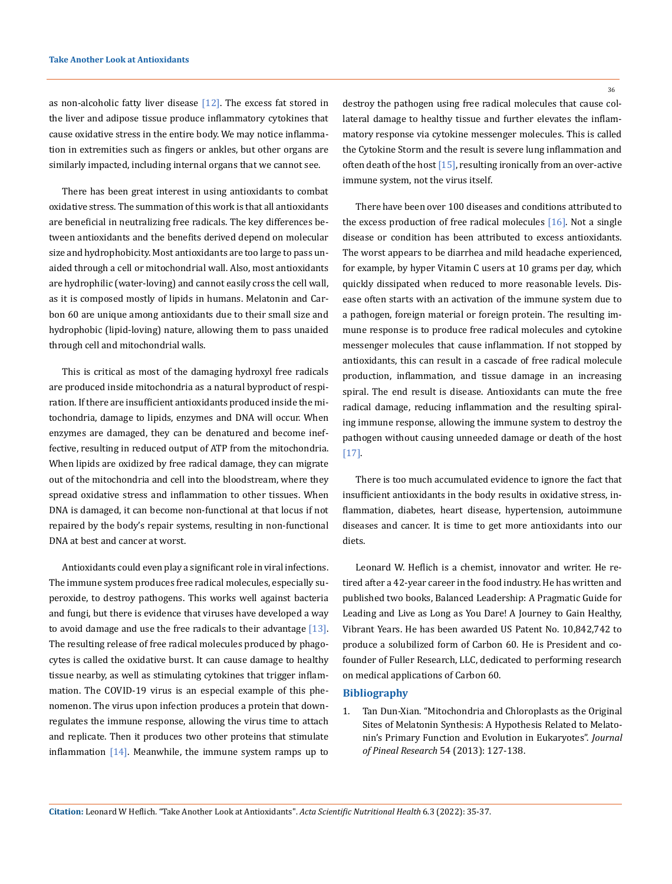as non-alcoholic fatty liver disease [12]. The excess fat stored in the liver and adipose tissue produce inflammatory cytokines that cause oxidative stress in the entire body. We may notice inflammation in extremities such as fingers or ankles, but other organs are similarly impacted, including internal organs that we cannot see.

There has been great interest in using antioxidants to combat oxidative stress. The summation of this work is that all antioxidants are beneficial in neutralizing free radicals. The key differences between antioxidants and the benefits derived depend on molecular size and hydrophobicity. Most antioxidants are too large to pass unaided through a cell or mitochondrial wall. Also, most antioxidants are hydrophilic (water-loving) and cannot easily cross the cell wall, as it is composed mostly of lipids in humans. Melatonin and Carbon 60 are unique among antioxidants due to their small size and hydrophobic (lipid-loving) nature, allowing them to pass unaided through cell and mitochondrial walls.

This is critical as most of the damaging hydroxyl free radicals are produced inside mitochondria as a natural byproduct of respiration. If there are insufficient antioxidants produced inside the mitochondria, damage to lipids, enzymes and DNA will occur. When enzymes are damaged, they can be denatured and become ineffective, resulting in reduced output of ATP from the mitochondria. When lipids are oxidized by free radical damage, they can migrate out of the mitochondria and cell into the bloodstream, where they spread oxidative stress and inflammation to other tissues. When DNA is damaged, it can become non-functional at that locus if not repaired by the body's repair systems, resulting in non-functional DNA at best and cancer at worst.

Antioxidants could even play a significant role in viral infections. The immune system produces free radical molecules, especially superoxide, to destroy pathogens. This works well against bacteria and fungi, but there is evidence that viruses have developed a way to avoid damage and use the free radicals to their advantage [13]. The resulting release of free radical molecules produced by phagocytes is called the oxidative burst. It can cause damage to healthy tissue nearby, as well as stimulating cytokines that trigger inflammation. The COVID-19 virus is an especial example of this phenomenon. The virus upon infection produces a protein that downregulates the immune response, allowing the virus time to attach and replicate. Then it produces two other proteins that stimulate inflammation [14]. Meanwhile, the immune system ramps up to destroy the pathogen using free radical molecules that cause collateral damage to healthy tissue and further elevates the inflammatory response via cytokine messenger molecules. This is called the Cytokine Storm and the result is severe lung inflammation and often death of the host [15], resulting ironically from an over-active immune system, not the virus itself.

There have been over 100 diseases and conditions attributed to the excess production of free radical molecules [16]. Not a single disease or condition has been attributed to excess antioxidants. The worst appears to be diarrhea and mild headache experienced, for example, by hyper Vitamin C users at 10 grams per day, which quickly dissipated when reduced to more reasonable levels. Disease often starts with an activation of the immune system due to a pathogen, foreign material or foreign protein. The resulting immune response is to produce free radical molecules and cytokine messenger molecules that cause inflammation. If not stopped by antioxidants, this can result in a cascade of free radical molecule production, inflammation, and tissue damage in an increasing spiral. The end result is disease. Antioxidants can mute the free radical damage, reducing inflammation and the resulting spiraling immune response, allowing the immune system to destroy the pathogen without causing unneeded damage or death of the host [17].

There is too much accumulated evidence to ignore the fact that insufficient antioxidants in the body results in oxidative stress, inflammation, diabetes, heart disease, hypertension, autoimmune diseases and cancer. It is time to get more antioxidants into our diets.

Leonard W. Heflich is a chemist, innovator and writer. He retired after a 42-year career in the food industry. He has written and published two books, Balanced Leadership: A Pragmatic Guide for Leading and Live as Long as You Dare! A Journey to Gain Healthy, Vibrant Years. He has been awarded US Patent No. 10,842,742 to produce a solubilized form of Carbon 60. He is President and co-founder of Fuller Research, LLC, dedicated to performing research on medical applications of Carbon 60.

## Bibliography

1. Tan Dun-Xian. "Mitochondria and Chloroplasts as the Original Sites of Melatonin Synthesis: A Hypothesis Related to Melatonin's Primary Function and Evolution in Eukaryotes". *Journal of Pineal Research* 54 (2013): 127-138.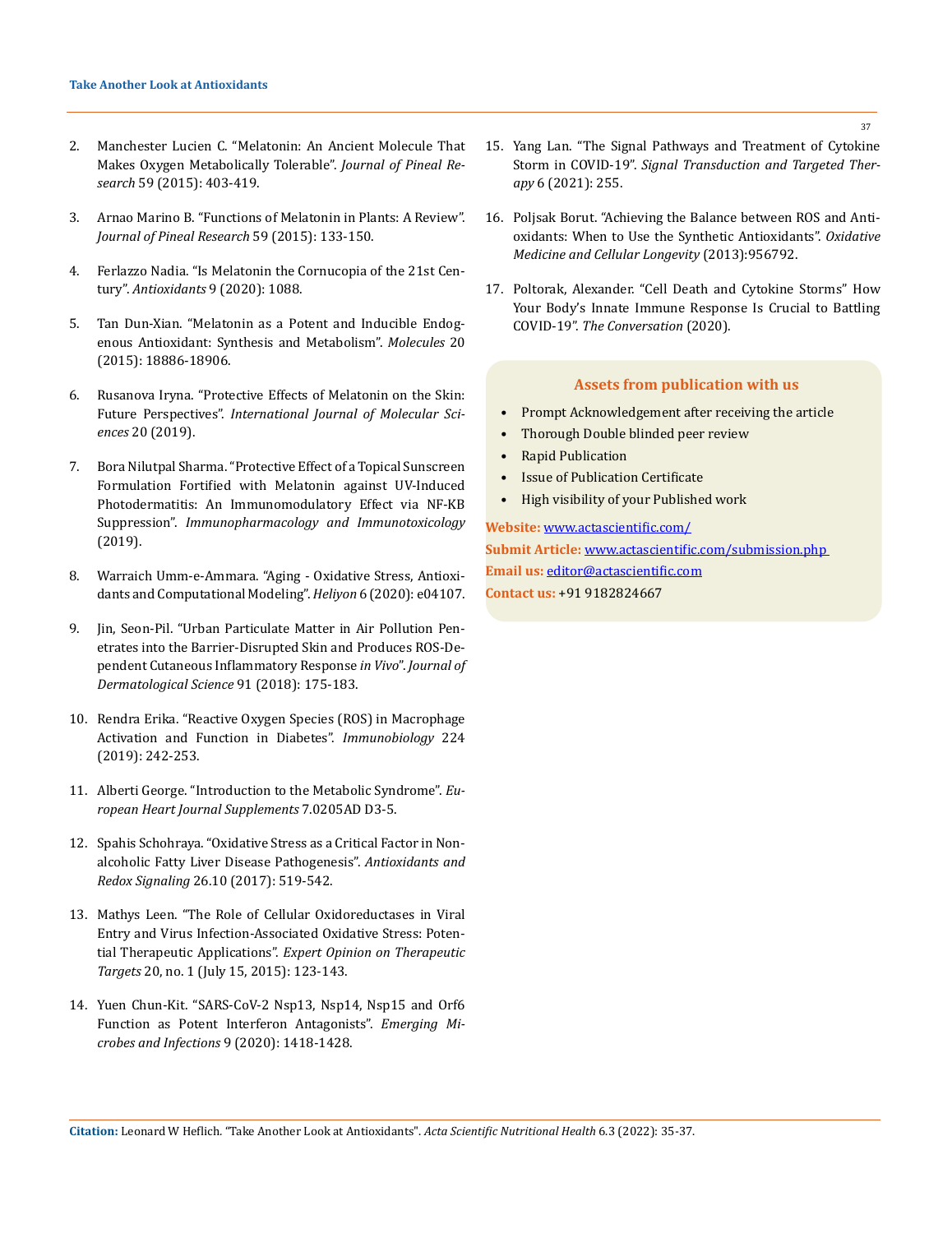2. Manchester Lucien C. "Melatonin: An Ancient Molecule That Makes Oxygen Metabolically Tolerable". *Journal of Pineal Research* 59 (2015): 403-419.

3. Arnao Marino B. "Functions of Melatonin in Plants: A Review". *Journal of Pineal Research* 59 (2015): 133-150.

4. Ferlazzo Nadia. "Is Melatonin the Cornucopia of the 21st Century". *Antioxidants* 9 (2020): 1088.

5. Tan Dun-Xian. "Melatonin as a Potent and Inducible Endogenous Antioxidant: Synthesis and Metabolism". *Molecules* 20 (2015): 18886-18906.

6. Rusanova Iryna. "Protective Effects of Melatonin on the Skin: Future Perspectives". *International Journal of Molecular Sciences* 20 (2019).

7. Bora Nilutpal Sharma. "Protective Effect of a Topical Sunscreen Formulation Fortified with Melatonin against UV-Induced Photodermatitis: An Immunomodulatory Effect via NF-KB Suppression". *Immunopharmacology and Immunotoxicology* (2019).

8. Warraich Umm-e-Ammara. "Aging - Oxidative Stress, Antioxidants and Computational Modeling". *Heliyon* 6 (2020): e04107.

9. Jin, Seon-Pil. "Urban Particulate Matter in Air Pollution Penetrates into the Barrier-Disrupted Skin and Produces ROS-Dependent Cutaneous Inflammatory Response *in Vivo*". *Journal of Dermatological Science* 91 (2018): 175-183.

10. Rendra Erika. "Reactive Oxygen Species (ROS) in Macrophage Activation and Function in Diabetes". *Immunobiology* 224 (2019): 242-253.

11. Alberti George. "Introduction to the Metabolic Syndrome". *European Heart Journal Supplements* 7.0205AD D3-5.

12. Spahis Schohraya. "Oxidative Stress as a Critical Factor in Nonalcoholic Fatty Liver Disease Pathogenesis". *Antioxidants and Redox Signaling* 26.10 (2017): 519-542.

13. Mathys Leen. "The Role of Cellular Oxidoreductases in Viral Entry and Virus Infection-Associated Oxidative Stress: Potential Therapeutic Applications". *Expert Opinion on Therapeutic Targets* 20, no. 1 (July 15, 2015): 123-143.

14. Yuen Chun-Kit. "SARS-CoV-2 Nsp13, Nsp14, Nsp15 and Orf6 Function as Potent Interferon Antagonists". *Emerging Microbes and Infections* 9 (2020): 1418-1428.

15. Yang Lan. "The Signal Pathways and Treatment of Cytokine Storm in COVID-19". *Signal Transduction and Targeted Therapy* 6 (2021): 255.

16. Poljsak Borut. "Achieving the Balance between ROS and Antioxidants: When to Use the Synthetic Antioxidants". *Oxidative Medicine and Cellular Longevity* (2013):956792.

17. Poltorak, Alexander. "Cell Death and Cytokine Storms" How Your Body's Innate Immune Response Is Crucial to Battling COVID-19". *The Conversation* (2020).

**Assets from publication with us**

- Prompt Acknowledgement after receiving the article
- Thorough Double blinded peer review
- Rapid Publication
- Issue of Publication Certificate
- High visibility of your Published work

**Website:** www.actascientific.com/
**Submit Article:** www.actascientific.com/submission.php
**Email us:** editor@actascientific.com
**Contact us:** +91 9182824667